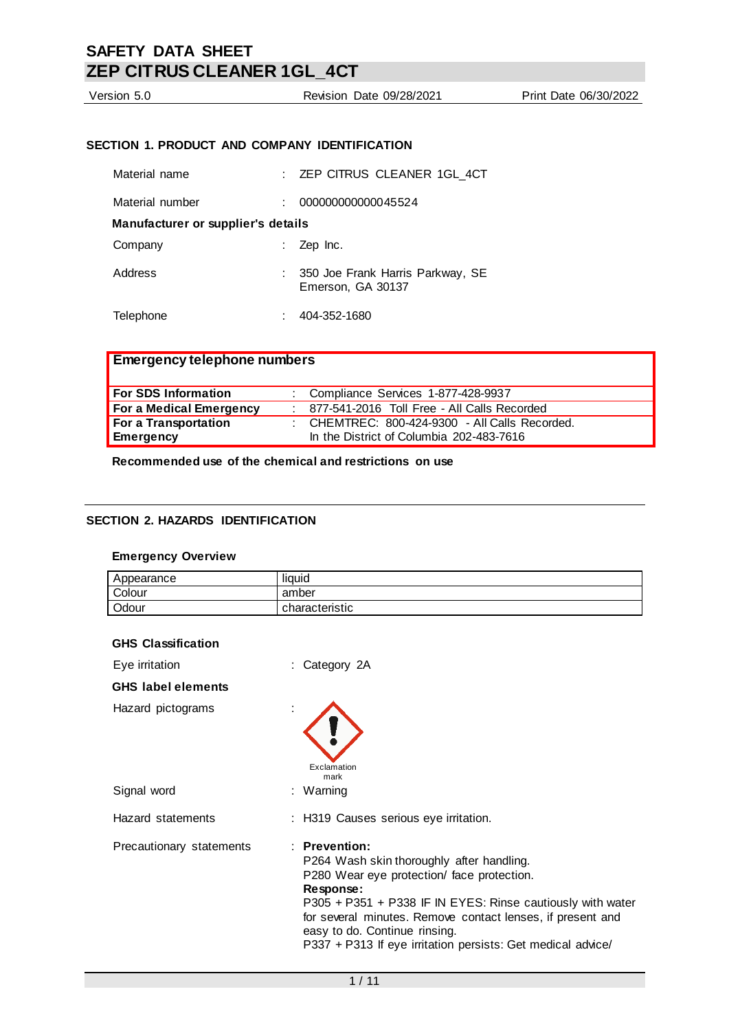# SAFETY DATA SHEET

# ZEP CITRUS CLEANER 1GL_4CT

Version 5.0 | Revision Date 09/28/2021 | Print Date 06/30/2022

## SECTION 1. PRODUCT AND COMPANY IDENTIFICATION

Material name : ZEP CITRUS CLEANER 1GL_4CT

Material number : 0000000000000045524

**Manufacturer or supplier's details**

Company : Zep Inc.

Address : 350 Joe Frank Harris Parkway, SE
Emerson, GA 30137

Telephone : 404-352-1680

| Emergency telephone numbers | |
|---|---|
| **For SDS Information** | Compliance Services 1-877-428-9937 |
| **For a Medical Emergency** | 877-541-2016 Toll Free - All Calls Recorded |
| **For a Transportation Emergency** | CHEMTREC: 800-424-9300 - All Calls Recorded. In the District of Columbia 202-483-7616 |

**Recommended use of the chemical and restrictions on use**

## SECTION 2. HAZARDS IDENTIFICATION

**Emergency Overview**

| Appearance | liquid |
|---|---|
| Colour | amber |
| Odour | characteristic |

**GHS Classification**

Eye irritation : Category 2A

**GHS label elements**

Hazard pictograms :

Exclamation mark

Signal word : Warning

Hazard statements : H319 Causes serious eye irritation.

Precautionary statements : **Prevention:**
P264 Wash skin thoroughly after handling.
P280 Wear eye protection/ face protection.
**Response:**
P305 + P351 + P338 IF IN EYES: Rinse cautiously with water for several minutes. Remove contact lenses, if present and easy to do. Continue rinsing.
P337 + P313 If eye irritation persists: Get medical advice/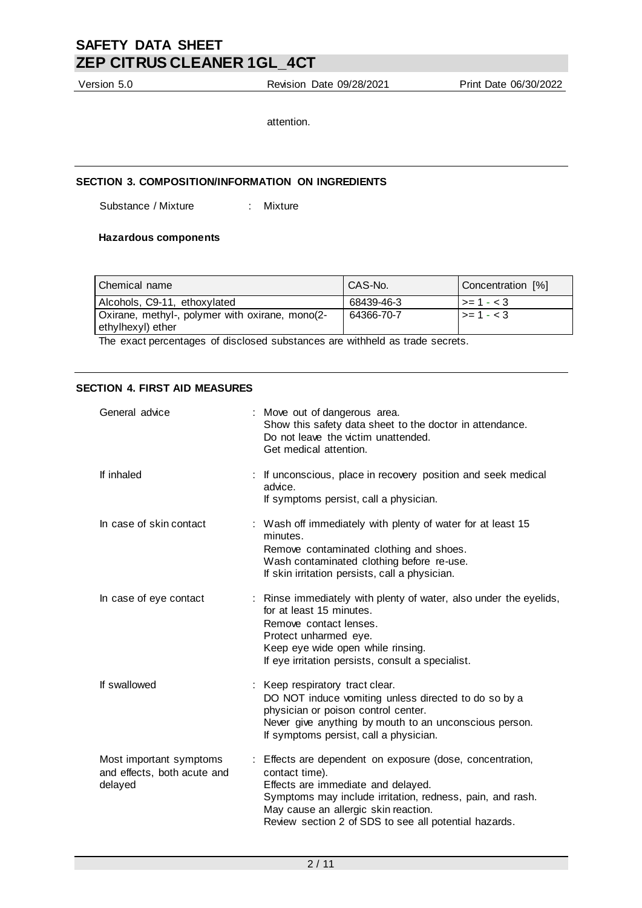attention.

## SECTION 3. COMPOSITION/INFORMATION ON INGREDIENTS

Substance / Mixture : Mixture

**Hazardous components**

| Chemical name | CAS-No. | Concentration [%] |
|---|---|---|
| Alcohols, C9-11, ethoxylated | 68439-46-3 | >= 1 - < 3 |
| Oxirane, methyl-, polymer with oxirane, mono(2-ethylhexyl) ether | 64366-70-7 | >= 1 - < 3 |

The exact percentages of disclosed substances are withheld as trade secrets.

## SECTION 4. FIRST AID MEASURES

General advice : Move out of dangerous area.
Show this safety data sheet to the doctor in attendance.
Do not leave the victim unattended.
Get medical attention.

If inhaled : If unconscious, place in recovery position and seek medical advice.
If symptoms persist, call a physician.

In case of skin contact : Wash off immediately with plenty of water for at least 15 minutes.
Remove contaminated clothing and shoes.
Wash contaminated clothing before re-use.
If skin irritation persists, call a physician.

In case of eye contact : Rinse immediately with plenty of water, also under the eyelids, for at least 15 minutes.
Remove contact lenses.
Protect unharmed eye.
Keep eye wide open while rinsing.
If eye irritation persists, consult a specialist.

If swallowed : Keep respiratory tract clear.
DO NOT induce vomiting unless directed to do so by a physician or poison control center.
Never give anything by mouth to an unconscious person.
If symptoms persist, call a physician.

Most important symptoms and effects, both acute and delayed : Effects are dependent on exposure (dose, concentration, contact time).
Effects are immediate and delayed.
Symptoms may include irritation, redness, pain, and rash.
May cause an allergic skin reaction.
Review section 2 of SDS to see all potential hazards.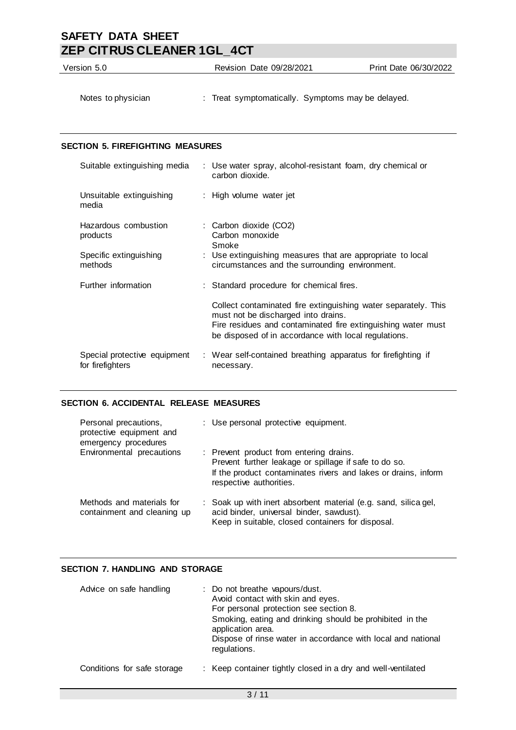| | |
|---|---|
| Notes to physician | : Treat symptomatically. Symptoms may be delayed. |

## SECTION 5. FIREFIGHTING MEASURES

| | |
|---|---|
| Suitable extinguishing media | : Use water spray, alcohol-resistant foam, dry chemical or carbon dioxide. |
| Unsuitable extinguishing media | : High volume water jet |
| Hazardous combustion products | : Carbon dioxide ($CO_2$)<br>Carbon monoxide<br>Smoke |
| Specific extinguishing methods | : Use extinguishing measures that are appropriate to local circumstances and the surrounding environment. |
| Further information | : Standard procedure for chemical fires.<br><br>Collect contaminated fire extinguishing water separately. This must not be discharged into drains.<br>Fire residues and contaminated fire extinguishing water must be disposed of in accordance with local regulations. |
| Special protective equipment for firefighters | : Wear self-contained breathing apparatus for firefighting if necessary. |

## SECTION 6. ACCIDENTAL RELEASE MEASURES

| | |
|---|---|
| Personal precautions, protective equipment and emergency procedures | : Use personal protective equipment. |
| Environmental precautions | : Prevent product from entering drains.<br>Prevent further leakage or spillage if safe to do so.<br>If the product contaminates rivers and lakes or drains, inform respective authorities. |
| Methods and materials for containment and cleaning up | : Soak up with inert absorbent material (e.g. sand, silica gel, acid binder, universal binder, sawdust).<br>Keep in suitable, closed containers for disposal. |

## SECTION 7. HANDLING AND STORAGE

| | |
|---|---|
| Advice on safe handling | : Do not breathe vapours/dust.<br>Avoid contact with skin and eyes.<br>For personal protection see section 8.<br>Smoking, eating and drinking should be prohibited in the application area.<br>Dispose of rinse water in accordance with local and national regulations. |
| Conditions for safe storage | : Keep container tightly closed in a dry and well-ventilated |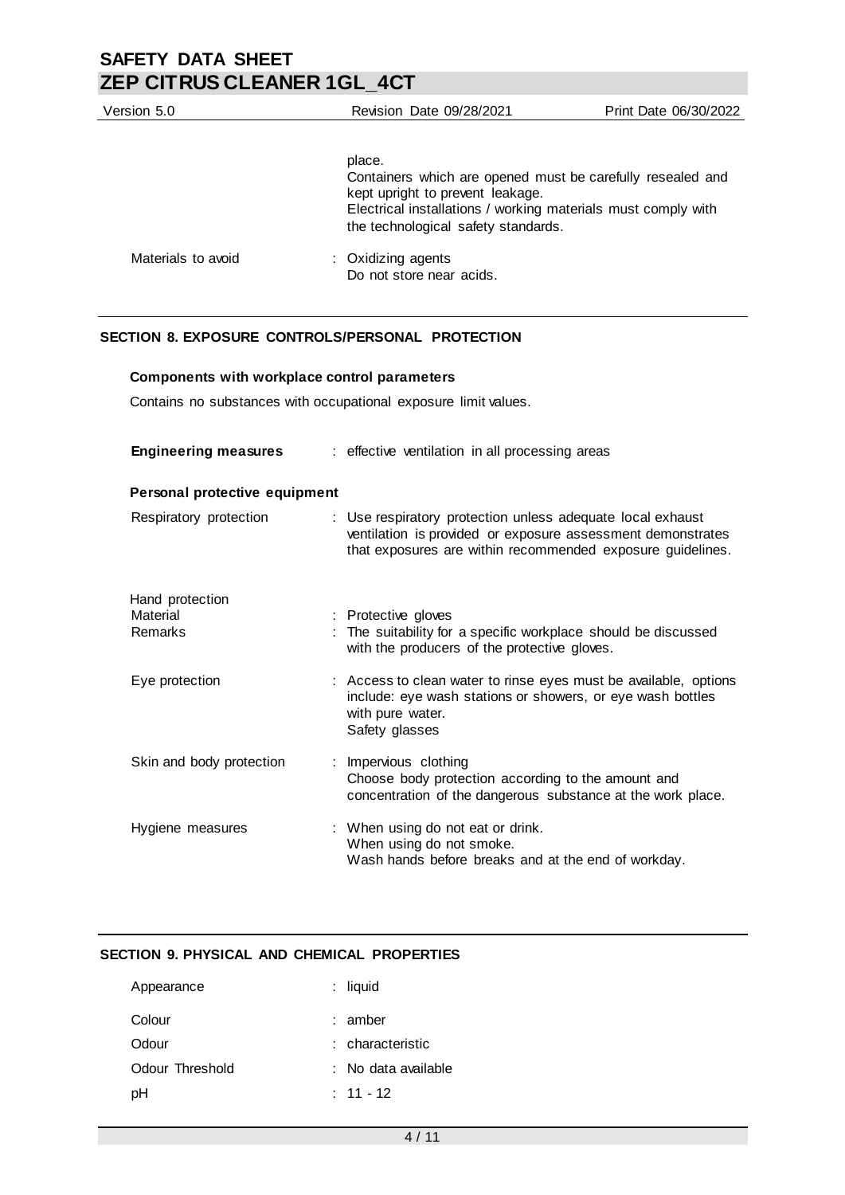place.
Containers which are opened must be carefully resealed and kept upright to prevent leakage.
Electrical installations / working materials must comply with the technological safety standards.

| | |
|---|---|
| Materials to avoid | : Oxidizing agents<br>Do not store near acids. |

## SECTION 8. EXPOSURE CONTROLS/PERSONAL PROTECTION

**Components with workplace control parameters**

Contains no substances with occupational exposure limit values.

| | |
|---|---|
| **Engineering measures** | : effective ventilation in all processing areas |

**Personal protective equipment**

| | |
|---|---|
| Respiratory protection | : Use respiratory protection unless adequate local exhaust ventilation is provided or exposure assessment demonstrates that exposures are within recommended exposure guidelines. |
| Hand protection | |
| Material | : Protective gloves |
| Remarks | : The suitability for a specific workplace should be discussed with the producers of the protective gloves. |
| Eye protection | : Access to clean water to rinse eyes must be available, options include: eye wash stations or showers, or eye wash bottles with pure water.<br>Safety glasses |
| Skin and body protection | : Impervious clothing<br>Choose body protection according to the amount and concentration of the dangerous substance at the work place. |
| Hygiene measures | : When using do not eat or drink.<br>When using do not smoke.<br>Wash hands before breaks and at the end of workday. |

## SECTION 9. PHYSICAL AND CHEMICAL PROPERTIES

| | |
|---|---|
| Appearance | : liquid |
| Colour | : amber |
| Odour | : characteristic |
| Odour Threshold | : No data available |
| pH | : 11 - 12 |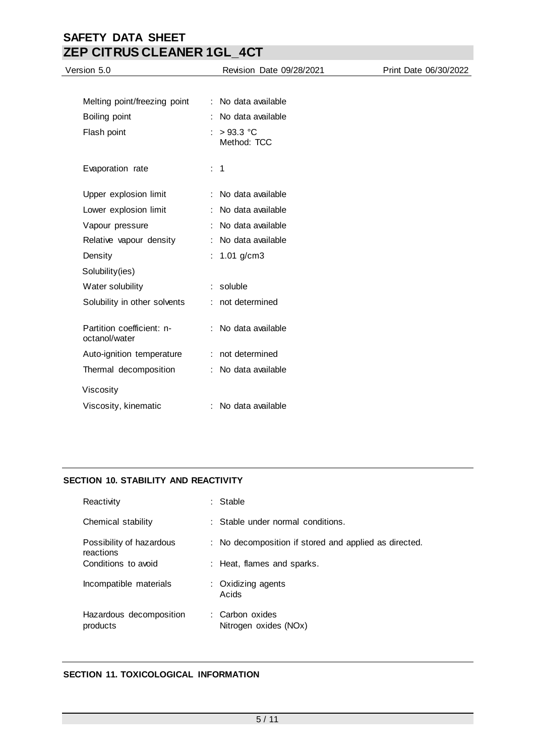| | | |
|---|---|---|
| Melting point/freezing point | : | No data available |
| Boiling point | : | No data available |
| Flash point | : | > 93.3 °C<br>Method: TCC |
| Evaporation rate | : | 1 |
| Upper explosion limit | : | No data available |
| Lower explosion limit | : | No data available |
| Vapour pressure | : | No data available |
| Relative vapour density | : | No data available |
| Density | : | 1.01 g/cm3 |
| Solubility(ies) | | |
| Water solubility | : | soluble |
| Solubility in other solvents | : | not determined |
| Partition coefficient: n-octanol/water | : | No data available |
| Auto-ignition temperature | : | not determined |
| Thermal decomposition | : | No data available |
| Viscosity | | |
| Viscosity, kinematic | : | No data available |

## SECTION 10. STABILITY AND REACTIVITY

| | | |
|---|---|---|
| Reactivity | : | Stable |
| Chemical stability | : | Stable under normal conditions. |
| Possibility of hazardous reactions | : | No decomposition if stored and applied as directed. |
| Conditions to avoid | : | Heat, flames and sparks. |
| Incompatible materials | : | Oxidizing agents<br>Acids |
| Hazardous decomposition products | : | Carbon oxides<br>Nitrogen oxides (NOx) |

## SECTION 11. TOXICOLOGICAL INFORMATION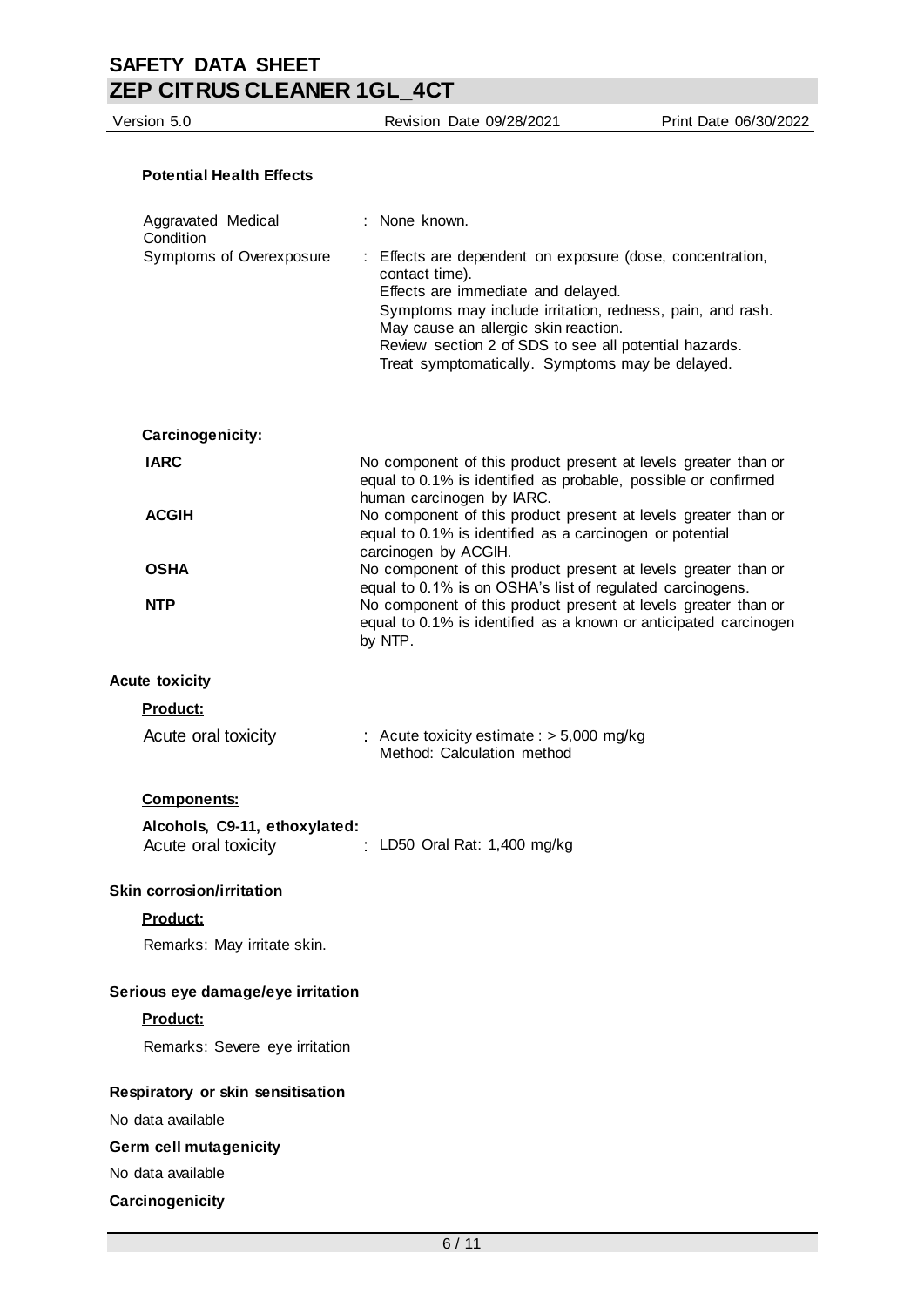**Potential Health Effects**

| | |
|---|---|
| Aggravated Medical Condition | : None known. |
| Symptoms of Overexposure | : Effects are dependent on exposure (dose, concentration, contact time).<br>Effects are immediate and delayed.<br>Symptoms may include irritation, redness, pain, and rash.<br>May cause an allergic skin reaction.<br>Review section 2 of SDS to see all potential hazards.<br>Treat symptomatically. Symptoms may be delayed. |

**Carcinogenicity:**

| | |
|---|---|
| **IARC** | No component of this product present at levels greater than or equal to 0.1% is identified as probable, possible or confirmed human carcinogen by IARC. |
| **ACGIH** | No component of this product present at levels greater than or equal to 0.1% is identified as a carcinogen or potential carcinogen by ACGIH. |
| **OSHA** | No component of this product present at levels greater than or equal to 0.1% is on OSHA's list of regulated carcinogens. |
| **NTP** | No component of this product present at levels greater than or equal to 0.1% is identified as a known or anticipated carcinogen by NTP. |

**Acute toxicity**

**Product:**

Acute oral toxicity : Acute toxicity estimate : > 5,000 mg/kg
Method: Calculation method

**Components:**

**Alcohols, C9-11, ethoxylated:**
Acute oral toxicity : LD50 Oral Rat: 1,400 mg/kg

**Skin corrosion/irritation**

**Product:**

Remarks: May irritate skin.

**Serious eye damage/eye irritation**

**Product:**

Remarks: Severe eye irritation

**Respiratory or skin sensitisation**

No data available

**Germ cell mutagenicity**

No data available

**Carcinogenicity**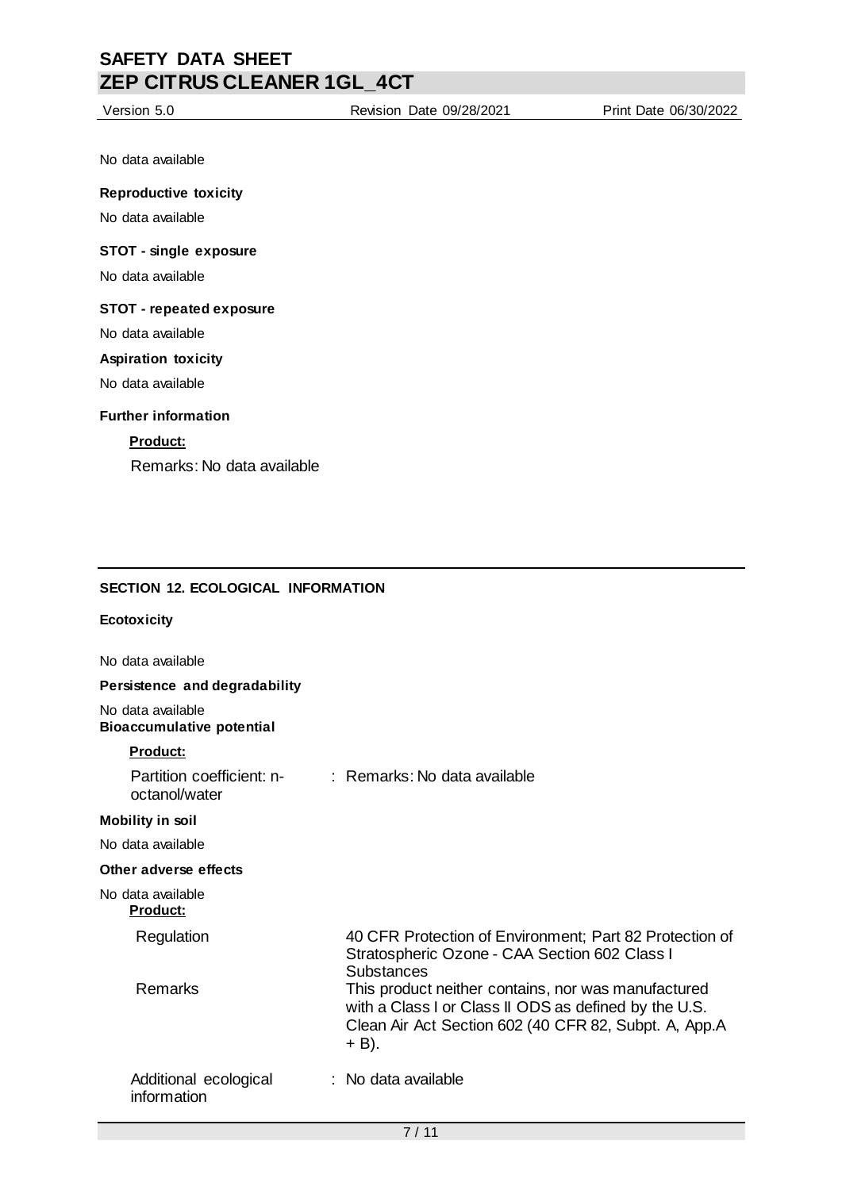No data available

**Reproductive toxicity**

No data available

**STOT - single exposure**

No data available

**STOT - repeated exposure**

No data available

**Aspiration toxicity**

No data available

**Further information**

**Product:**

Remarks: No data available

## SECTION 12. ECOLOGICAL INFORMATION

**Ecotoxicity**

No data available

**Persistence and degradability**

No data available

**Bioaccumulative potential**

**Product:**

Partition coefficient: n-octanol/water : Remarks: No data available

**Mobility in soil**

No data available

**Other adverse effects**

No data available

**Product:**

| | |
|---|---|
| Regulation | 40 CFR Protection of Environment; Part 82 Protection of Stratospheric Ozone - CAA Section 602 Class I Substances |
| Remarks | This product neither contains, nor was manufactured with a Class I or Class II ODS as defined by the U.S. Clean Air Act Section 602 (40 CFR 82, Subpt. A, App.A + B). |
| Additional ecological information | : No data available |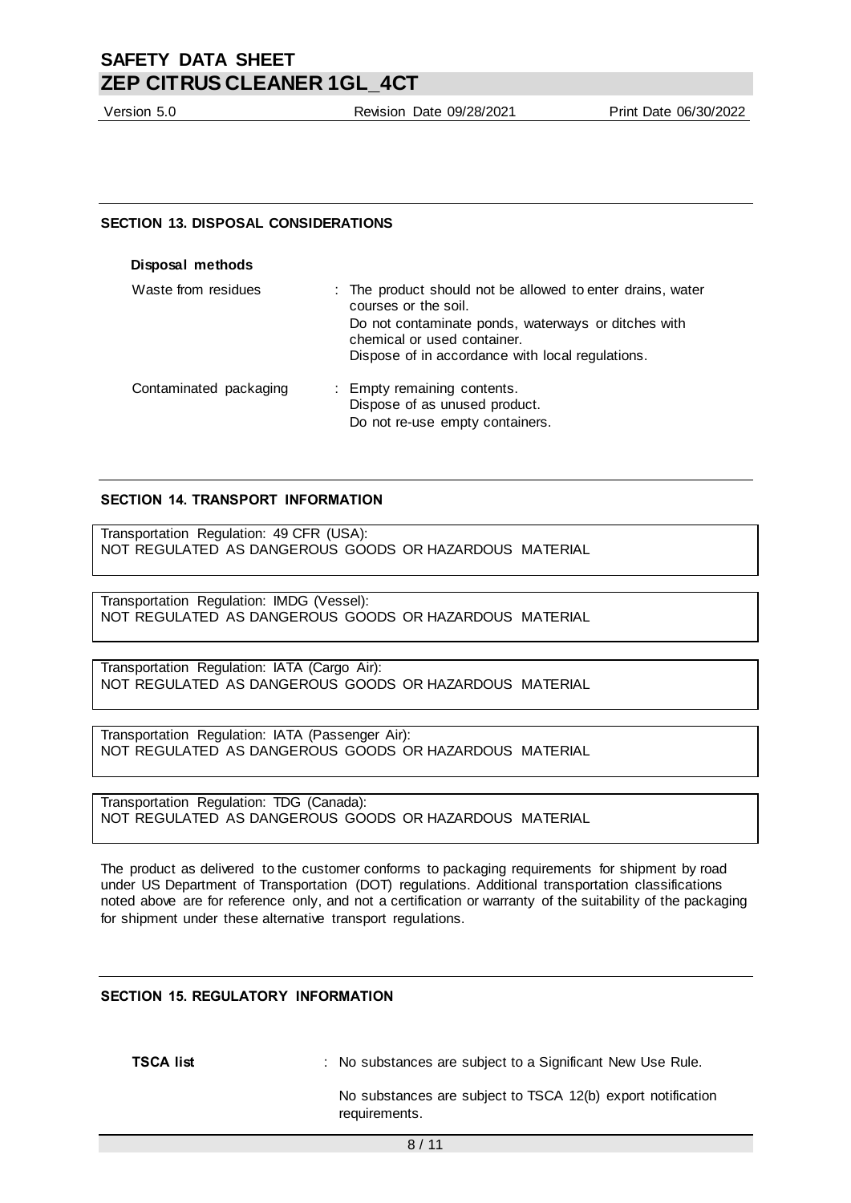## SECTION 13. DISPOSAL CONSIDERATIONS

**Disposal methods**

| | |
|---|---|
| Waste from residues | : The product should not be allowed to enter drains, water courses or the soil.<br>Do not contaminate ponds, waterways or ditches with chemical or used container.<br>Dispose of in accordance with local regulations. |
| Contaminated packaging | : Empty remaining contents.<br>Dispose of as unused product.<br>Do not re-use empty containers. |

## SECTION 14. TRANSPORT INFORMATION

Transportation Regulation: 49 CFR (USA):
NOT REGULATED AS DANGEROUS GOODS OR HAZARDOUS MATERIAL

Transportation Regulation: IMDG (Vessel):
NOT REGULATED AS DANGEROUS GOODS OR HAZARDOUS MATERIAL

Transportation Regulation: IATA (Cargo Air):
NOT REGULATED AS DANGEROUS GOODS OR HAZARDOUS MATERIAL

Transportation Regulation: IATA (Passenger Air):
NOT REGULATED AS DANGEROUS GOODS OR HAZARDOUS MATERIAL

Transportation Regulation: TDG (Canada):
NOT REGULATED AS DANGEROUS GOODS OR HAZARDOUS MATERIAL

The product as delivered to the customer conforms to packaging requirements for shipment by road under US Department of Transportation (DOT) regulations. Additional transportation classifications noted above are for reference only, and not a certification or warranty of the suitability of the packaging for shipment under these alternative transport regulations.

## SECTION 15. REGULATORY INFORMATION

| | |
|---|---|
| **TSCA list** | : No substances are subject to a Significant New Use Rule.<br><br>No substances are subject to TSCA 12(b) export notification requirements. |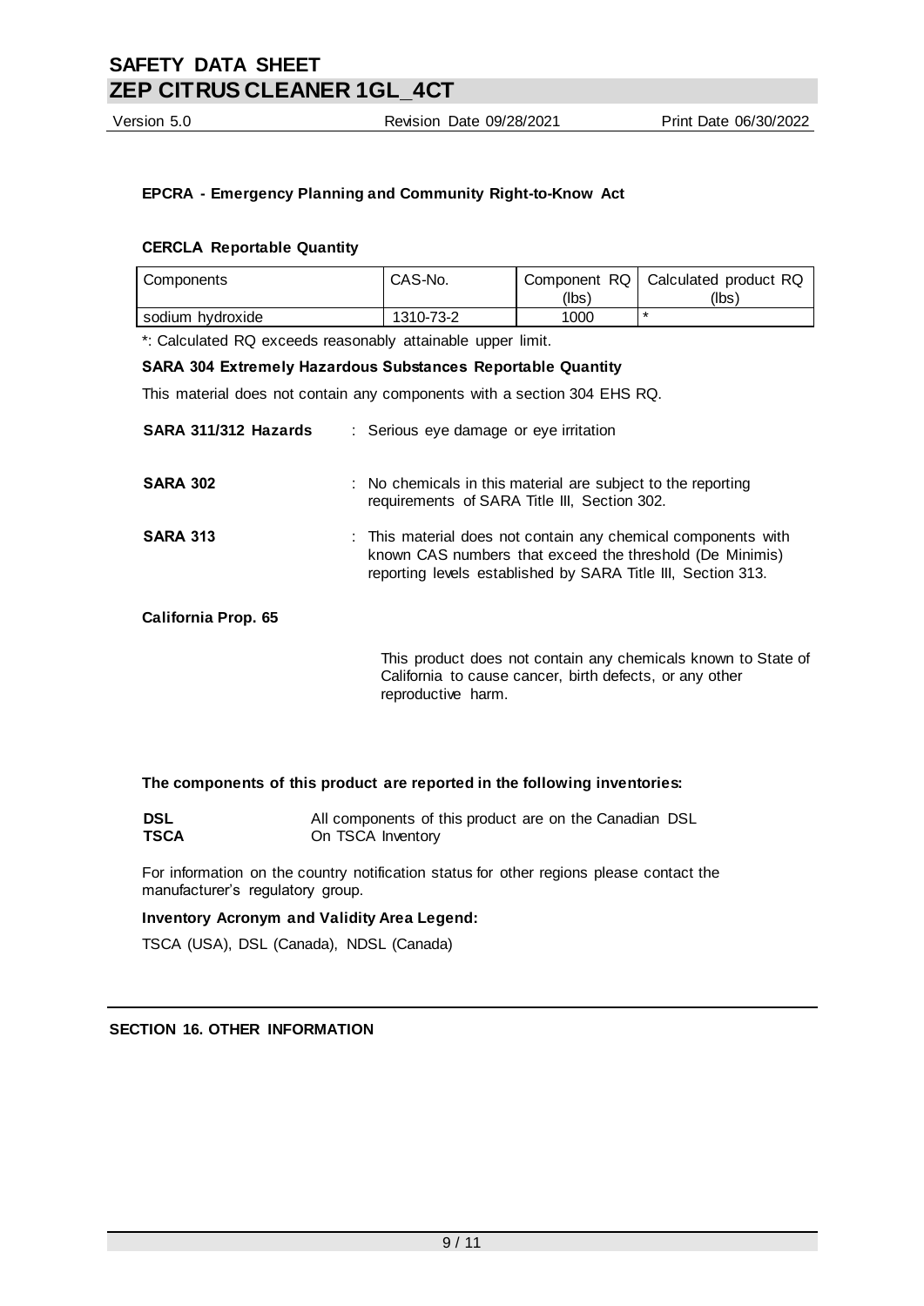**EPCRA - Emergency Planning and Community Right-to-Know Act**

**CERCLA Reportable Quantity**

| Components | CAS-No. | Component RQ (lbs) | Calculated product RQ (lbs) |
|---|---|---|---|
| sodium hydroxide | 1310-73-2 | 1000 | * |

*: Calculated RQ exceeds reasonably attainable upper limit.

**SARA 304 Extremely Hazardous Substances Reportable Quantity**

This material does not contain any components with a section 304 EHS RQ.

**SARA 311/312 Hazards** : Serious eye damage or eye irritation

**SARA 302** : No chemicals in this material are subject to the reporting requirements of SARA Title III, Section 302.

**SARA 313** : This material does not contain any chemical components with known CAS numbers that exceed the threshold (De Minimis) reporting levels established by SARA Title III, Section 313.

**California Prop. 65**

This product does not contain any chemicals known to State of California to cause cancer, birth defects, or any other reproductive harm.

**The components of this product are reported in the following inventories:**

**DSL** All components of this product are on the Canadian DSL
**TSCA** On TSCA Inventory

For information on the country notification status for other regions please contact the manufacturer's regulatory group.

**Inventory Acronym and Validity Area Legend:**

TSCA (USA), DSL (Canada), NDSL (Canada)

## SECTION 16. OTHER INFORMATION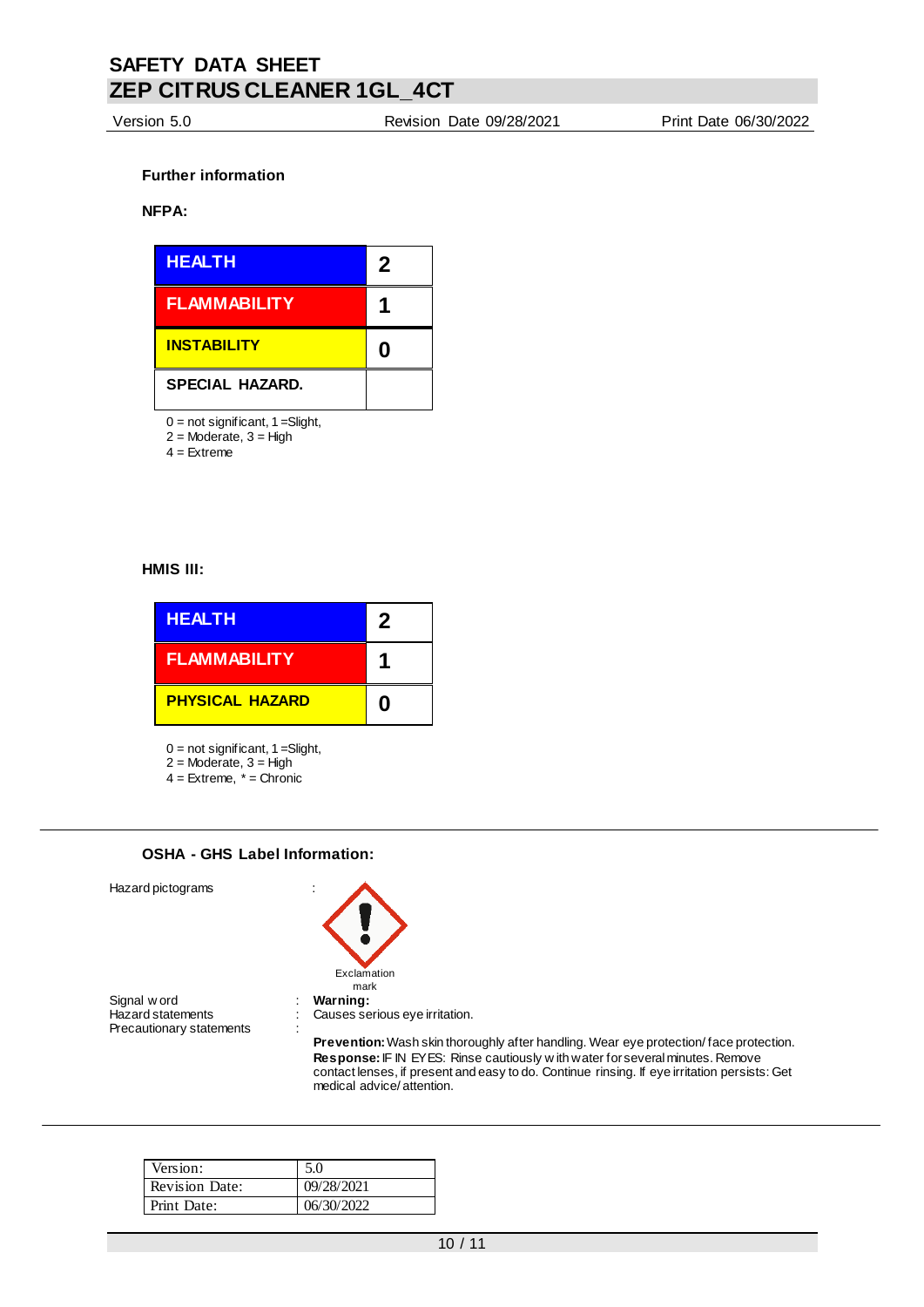#### Further information

**NFPA:**

| HEALTH | 2 |
|---|---|
| FLAMMABILITY | 1 |
| INSTABILITY | 0 |
| SPECIAL HAZARD. | |

0 = not significant, 1 =Slight,
2 = Moderate, 3 = High
4 = Extreme

**HMIS III:**

| HEALTH | 2 |
|---|---|
| FLAMMABILITY | 1 |
| PHYSICAL HAZARD | 0 |

0 = not significant, 1 =Slight,
2 = Moderate, 3 = High
4 = Extreme, * = Chronic

---

#### OSHA - GHS Label Information:

Hazard pictograms :

Exclamation mark

Signal word : **Warning:**

Hazard statements : Causes serious eye irritation.

Precautionary statements :

**Prevention:** Wash skin thoroughly after handling. Wear eye protection/ face protection.
**Response:** IF IN EYES: Rinse cautiously with water for several minutes. Remove contact lenses, if present and easy to do. Continue rinsing. If eye irritation persists: Get medical advice/ attention.

---

| Version: | 5.0 |
|---|---|
| Revision Date: | 09/28/2021 |
| Print Date: | 06/30/2022 |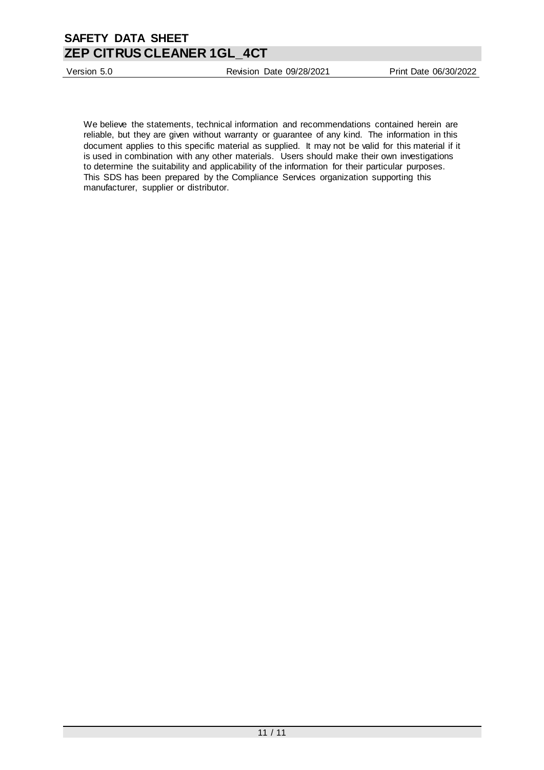We believe the statements, technical information and recommendations contained herein are reliable, but they are given without warranty or guarantee of any kind. The information in this document applies to this specific material as supplied. It may not be valid for this material if it is used in combination with any other materials. Users should make their own investigations to determine the suitability and applicability of the information for their particular purposes. This SDS has been prepared by the Compliance Services organization supporting this manufacturer, supplier or distributor.